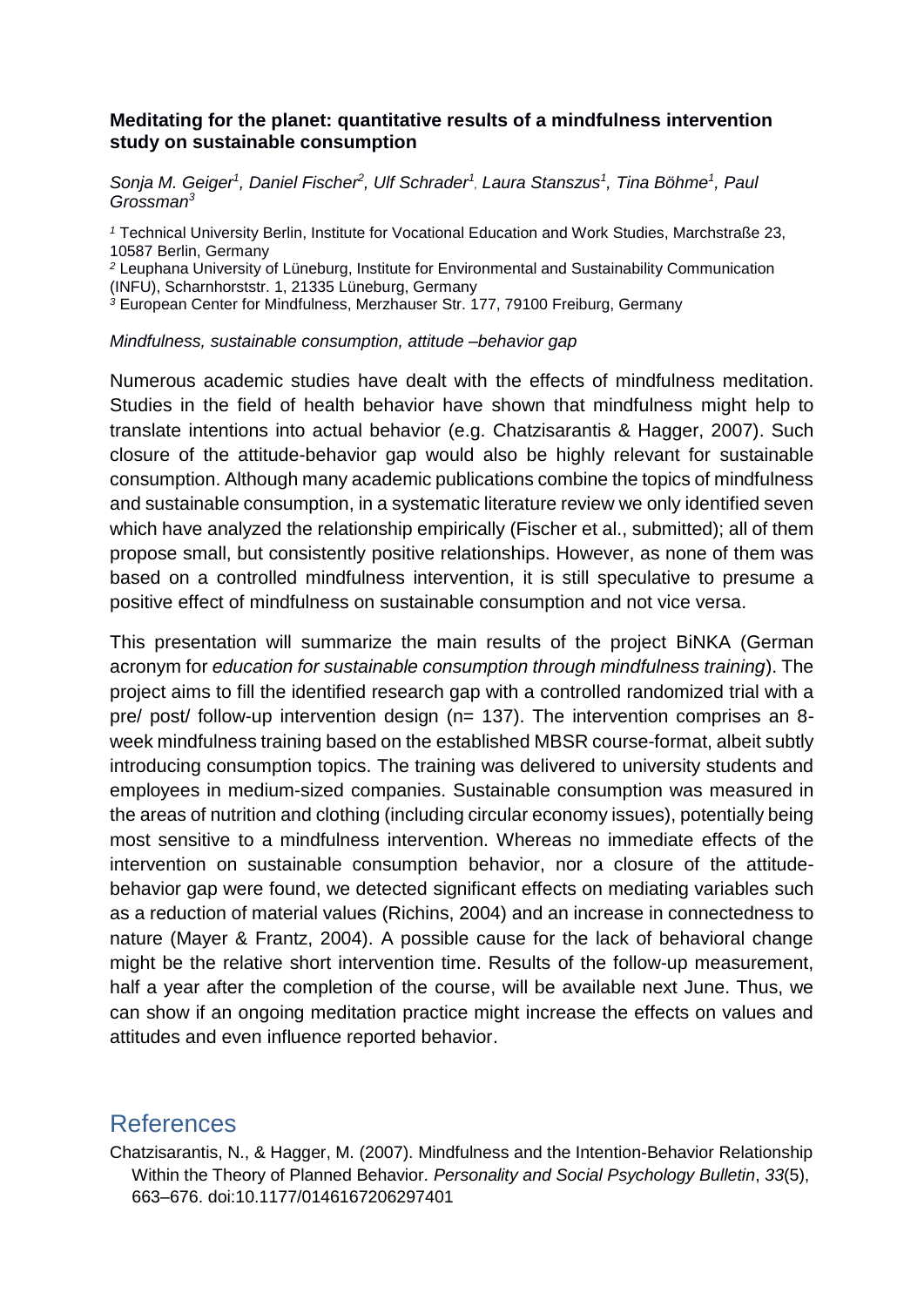**Meditating for the planet: quantitative results of a mindfulness intervention study on sustainable consumption**

*Sonja M. Geiger[1], Daniel Fischer[2], Ulf Schrader[1], Laura Stanszus[1], Tina Böhme[1], Paul Grossman[3]*

[1] Technical University Berlin, Institute for Vocational Education and Work Studies, Marchstraße 23, 10587 Berlin, Germany

[2] Leuphana University of Lüneburg, Institute for Environmental and Sustainability Communication (INFU), Scharnhorststr. 1, 21335 Lüneburg, Germany

[3] European Center for Mindfulness, Merzhauser Str. 177, 79100 Freiburg, Germany

*Mindfulness, sustainable consumption, attitude –behavior gap*

Numerous academic studies have dealt with the effects of mindfulness meditation. Studies in the field of health behavior have shown that mindfulness might help to translate intentions into actual behavior (e.g. Chatzisarantis & Hagger, 2007). Such closure of the attitude-behavior gap would also be highly relevant for sustainable consumption. Although many academic publications combine the topics of mindfulness and sustainable consumption, in a systematic literature review we only identified seven which have analyzed the relationship empirically (Fischer et al., submitted); all of them propose small, but consistently positive relationships. However, as none of them was based on a controlled mindfulness intervention, it is still speculative to presume a positive effect of mindfulness on sustainable consumption and not vice versa.

This presentation will summarize the main results of the project BiNKA (German acronym for *education for sustainable consumption through mindfulness training*). The project aims to fill the identified research gap with a controlled randomized trial with a pre/ post/ follow-up intervention design (n= 137). The intervention comprises an 8-week mindfulness training based on the established MBSR course-format, albeit subtly introducing consumption topics. The training was delivered to university students and employees in medium-sized companies. Sustainable consumption was measured in the areas of nutrition and clothing (including circular economy issues), potentially being most sensitive to a mindfulness intervention. Whereas no immediate effects of the intervention on sustainable consumption behavior, nor a closure of the attitude-behavior gap were found, we detected significant effects on mediating variables such as a reduction of material values (Richins, 2004) and an increase in connectedness to nature (Mayer & Frantz, 2004). A possible cause for the lack of behavioral change might be the relative short intervention time. Results of the follow-up measurement, half a year after the completion of the course, will be available next June. Thus, we can show if an ongoing meditation practice might increase the effects on values and attitudes and even influence reported behavior.

## References

Chatzisarantis, N., & Hagger, M. (2007). Mindfulness and the Intention-Behavior Relationship Within the Theory of Planned Behavior. *Personality and Social Psychology Bulletin*, *33*(5), 663–676. doi:10.1177/0146167206297401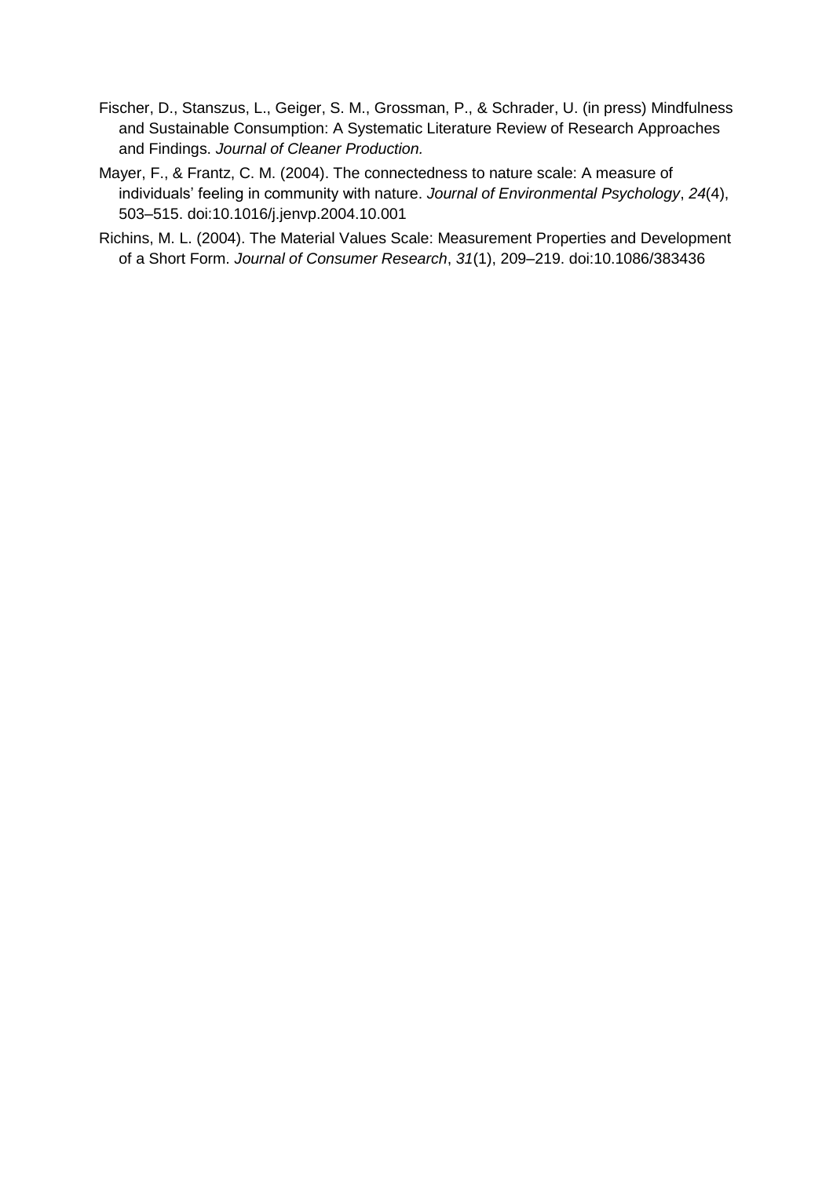Fischer, D., Stanszus, L., Geiger, S. M., Grossman, P., & Schrader, U. (in press) Mindfulness and Sustainable Consumption: A Systematic Literature Review of Research Approaches and Findings. *Journal of Cleaner Production.*

Mayer, F., & Frantz, C. M. (2004). The connectedness to nature scale: A measure of individuals' feeling in community with nature. *Journal of Environmental Psychology*, *24*(4), 503–515. doi:10.1016/j.jenvp.2004.10.001

Richins, M. L. (2004). The Material Values Scale: Measurement Properties and Development of a Short Form. *Journal of Consumer Research*, *31*(1), 209–219. doi:10.1086/383436